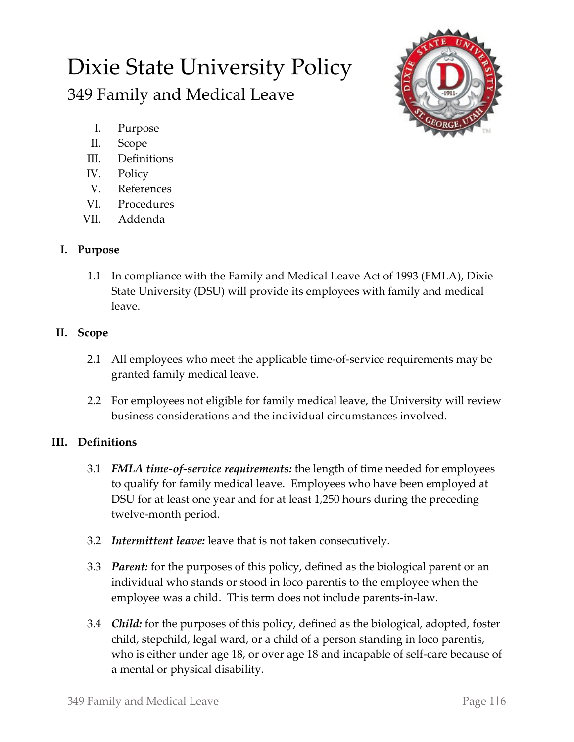# Dixie State University Policy

## 349 Family and Medical Leave

I. Purpose
II. Scope
III. Definitions
IV. Policy
V. References
VI. Procedures
VII. Addenda

### I. Purpose

1.1 In compliance with the Family and Medical Leave Act of 1993 (FMLA), Dixie State University (DSU) will provide its employees with family and medical leave.

### II. Scope

2.1 All employees who meet the applicable time-of-service requirements may be granted family medical leave.

2.2 For employees not eligible for family medical leave, the University will review business considerations and the individual circumstances involved.

### III. Definitions

3.1 ***FMLA time-of-service requirements:*** the length of time needed for employees to qualify for family medical leave. Employees who have been employed at DSU for at least one year and for at least 1,250 hours during the preceding twelve-month period.

3.2 ***Intermittent leave:*** leave that is not taken consecutively.

3.3 ***Parent:*** for the purposes of this policy, defined as the biological parent or an individual who stands or stood in loco parentis to the employee when the employee was a child. This term does not include parents-in-law.

3.4 ***Child:*** for the purposes of this policy, defined as the biological, adopted, foster child, stepchild, legal ward, or a child of a person standing in loco parentis, who is either under age 18, or over age 18 and incapable of self-care because of a mental or physical disability.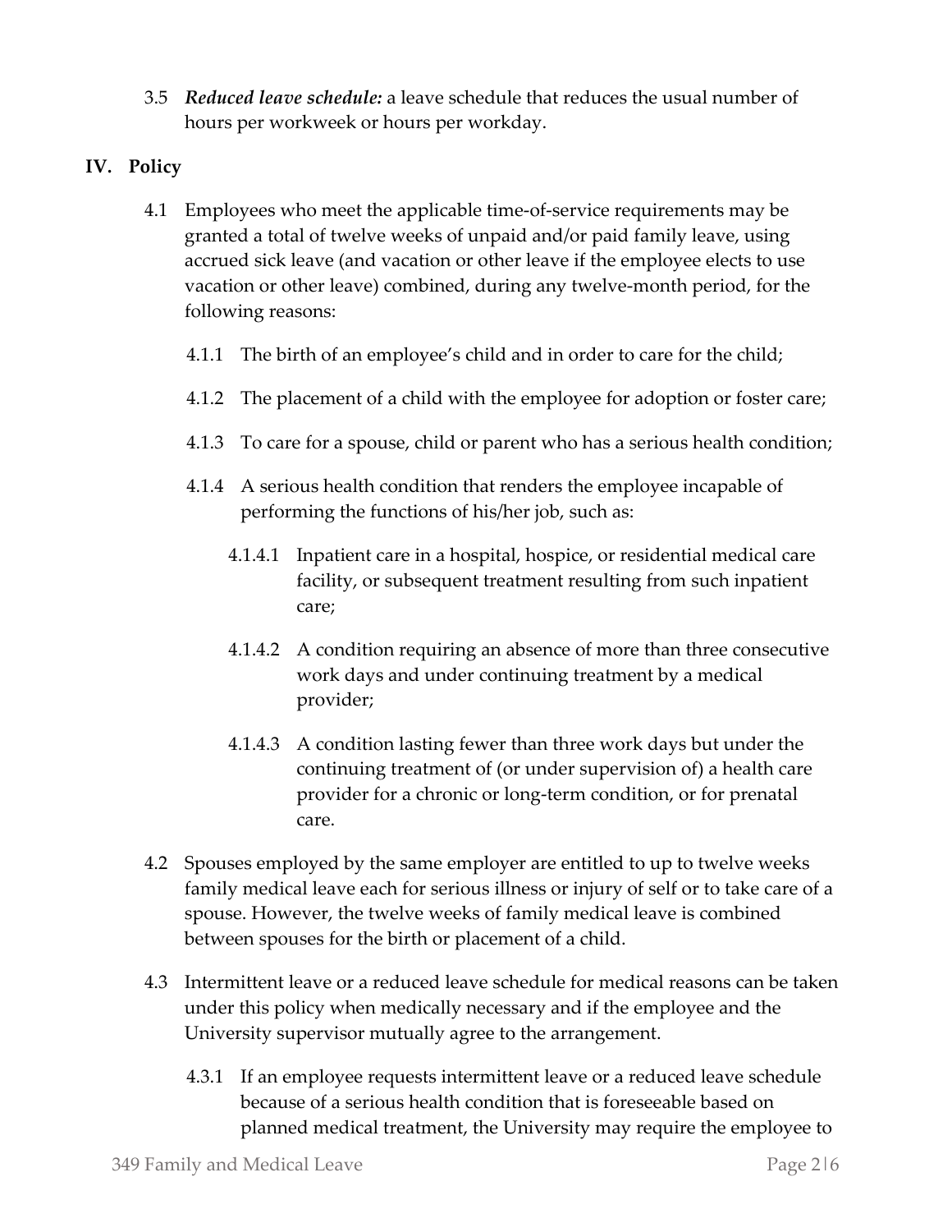3.5 ***Reduced leave schedule:*** a leave schedule that reduces the usual number of hours per workweek or hours per workday.

## IV. Policy

4.1 Employees who meet the applicable time-of-service requirements may be granted a total of twelve weeks of unpaid and/or paid family leave, using accrued sick leave (and vacation or other leave if the employee elects to use vacation or other leave) combined, during any twelve-month period, for the following reasons:

4.1.1 The birth of an employee's child and in order to care for the child;

4.1.2 The placement of a child with the employee for adoption or foster care;

4.1.3 To care for a spouse, child or parent who has a serious health condition;

4.1.4 A serious health condition that renders the employee incapable of performing the functions of his/her job, such as:

4.1.4.1 Inpatient care in a hospital, hospice, or residential medical care facility, or subsequent treatment resulting from such inpatient care;

4.1.4.2 A condition requiring an absence of more than three consecutive work days and under continuing treatment by a medical provider;

4.1.4.3 A condition lasting fewer than three work days but under the continuing treatment of (or under supervision of) a health care provider for a chronic or long-term condition, or for prenatal care.

4.2 Spouses employed by the same employer are entitled to up to twelve weeks family medical leave each for serious illness or injury of self or to take care of a spouse. However, the twelve weeks of family medical leave is combined between spouses for the birth or placement of a child.

4.3 Intermittent leave or a reduced leave schedule for medical reasons can be taken under this policy when medically necessary and if the employee and the University supervisor mutually agree to the arrangement.

4.3.1 If an employee requests intermittent leave or a reduced leave schedule because of a serious health condition that is foreseeable based on planned medical treatment, the University may require the employee to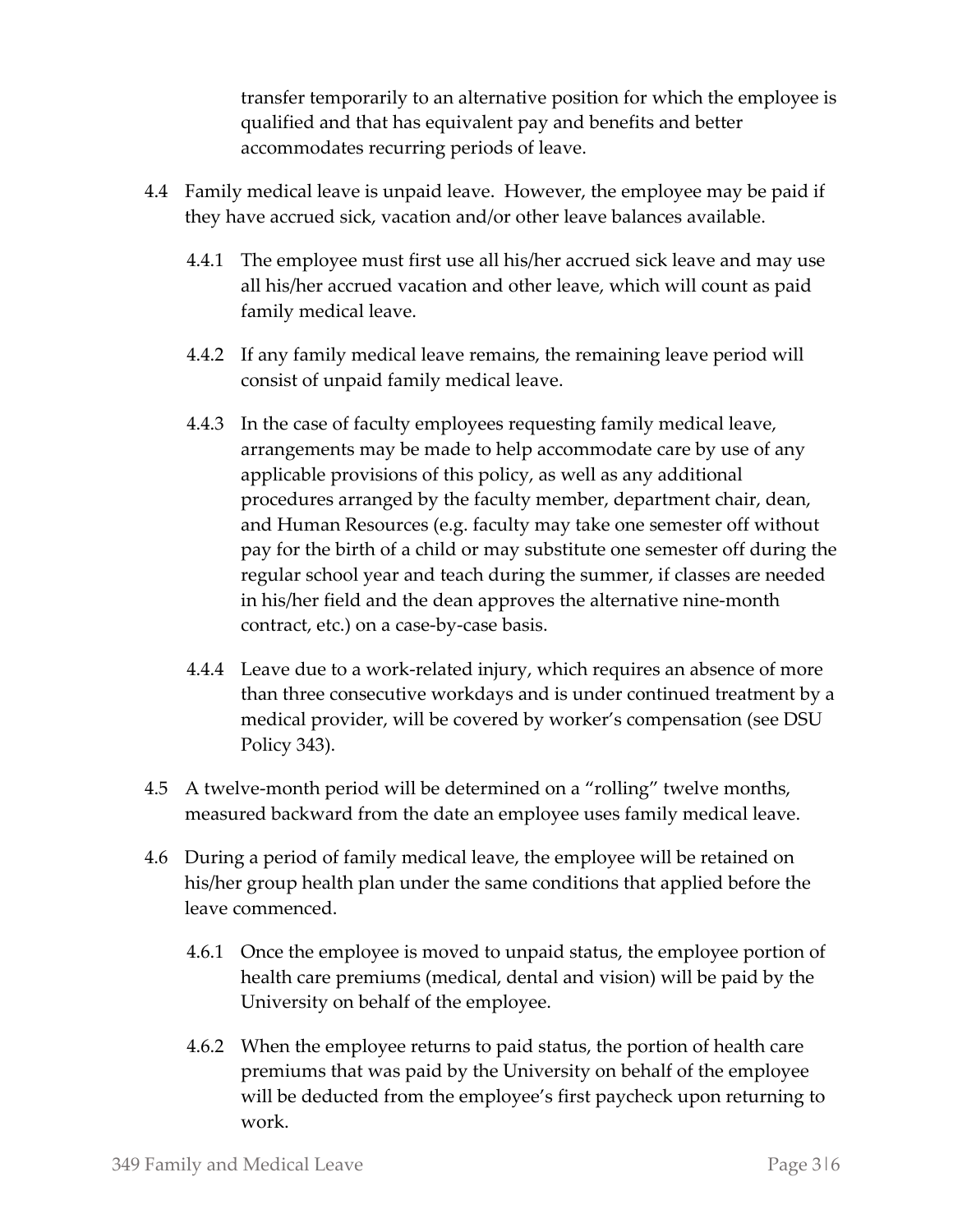transfer temporarily to an alternative position for which the employee is qualified and that has equivalent pay and benefits and better accommodates recurring periods of leave.

4.4 Family medical leave is unpaid leave. However, the employee may be paid if they have accrued sick, vacation and/or other leave balances available.

4.4.1 The employee must first use all his/her accrued sick leave and may use all his/her accrued vacation and other leave, which will count as paid family medical leave.

4.4.2 If any family medical leave remains, the remaining leave period will consist of unpaid family medical leave.

4.4.3 In the case of faculty employees requesting family medical leave, arrangements may be made to help accommodate care by use of any applicable provisions of this policy, as well as any additional procedures arranged by the faculty member, department chair, dean, and Human Resources (e.g. faculty may take one semester off without pay for the birth of a child or may substitute one semester off during the regular school year and teach during the summer, if classes are needed in his/her field and the dean approves the alternative nine-month contract, etc.) on a case-by-case basis.

4.4.4 Leave due to a work-related injury, which requires an absence of more than three consecutive workdays and is under continued treatment by a medical provider, will be covered by worker's compensation (see DSU Policy 343).

4.5 A twelve-month period will be determined on a "rolling" twelve months, measured backward from the date an employee uses family medical leave.

4.6 During a period of family medical leave, the employee will be retained on his/her group health plan under the same conditions that applied before the leave commenced.

4.6.1 Once the employee is moved to unpaid status, the employee portion of health care premiums (medical, dental and vision) will be paid by the University on behalf of the employee.

4.6.2 When the employee returns to paid status, the portion of health care premiums that was paid by the University on behalf of the employee will be deducted from the employee's first paycheck upon returning to work.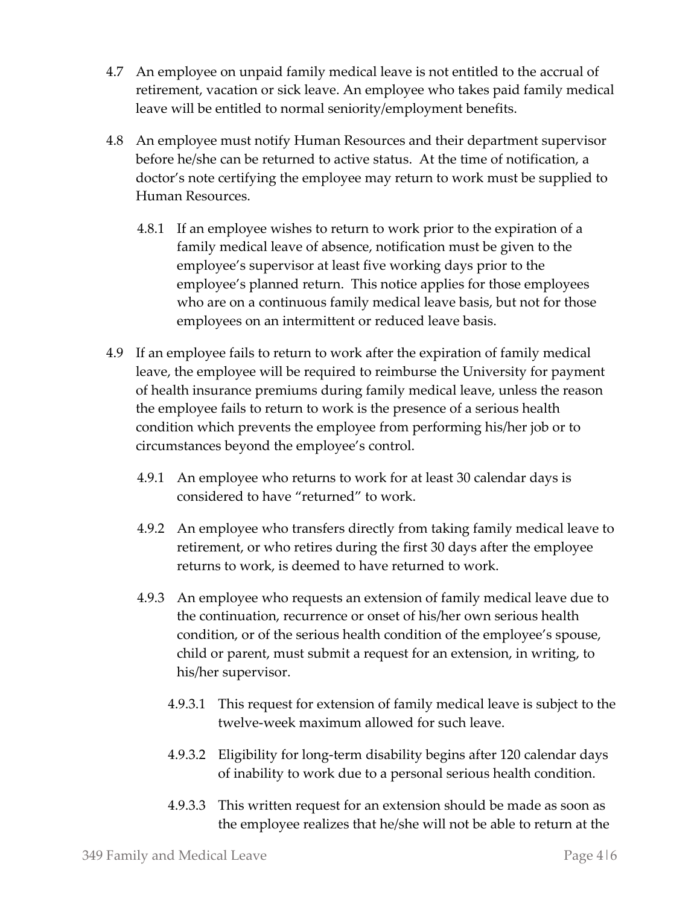4.7 An employee on unpaid family medical leave is not entitled to the accrual of retirement, vacation or sick leave. An employee who takes paid family medical leave will be entitled to normal seniority/employment benefits.

4.8 An employee must notify Human Resources and their department supervisor before he/she can be returned to active status. At the time of notification, a doctor's note certifying the employee may return to work must be supplied to Human Resources.

4.8.1 If an employee wishes to return to work prior to the expiration of a family medical leave of absence, notification must be given to the employee's supervisor at least five working days prior to the employee's planned return. This notice applies for those employees who are on a continuous family medical leave basis, but not for those employees on an intermittent or reduced leave basis.

4.9 If an employee fails to return to work after the expiration of family medical leave, the employee will be required to reimburse the University for payment of health insurance premiums during family medical leave, unless the reason the employee fails to return to work is the presence of a serious health condition which prevents the employee from performing his/her job or to circumstances beyond the employee's control.

4.9.1 An employee who returns to work for at least 30 calendar days is considered to have "returned" to work.

4.9.2 An employee who transfers directly from taking family medical leave to retirement, or who retires during the first 30 days after the employee returns to work, is deemed to have returned to work.

4.9.3 An employee who requests an extension of family medical leave due to the continuation, recurrence or onset of his/her own serious health condition, or of the serious health condition of the employee's spouse, child or parent, must submit a request for an extension, in writing, to his/her supervisor.

4.9.3.1 This request for extension of family medical leave is subject to the twelve-week maximum allowed for such leave.

4.9.3.2 Eligibility for long-term disability begins after 120 calendar days of inability to work due to a personal serious health condition.

4.9.3.3 This written request for an extension should be made as soon as the employee realizes that he/she will not be able to return at the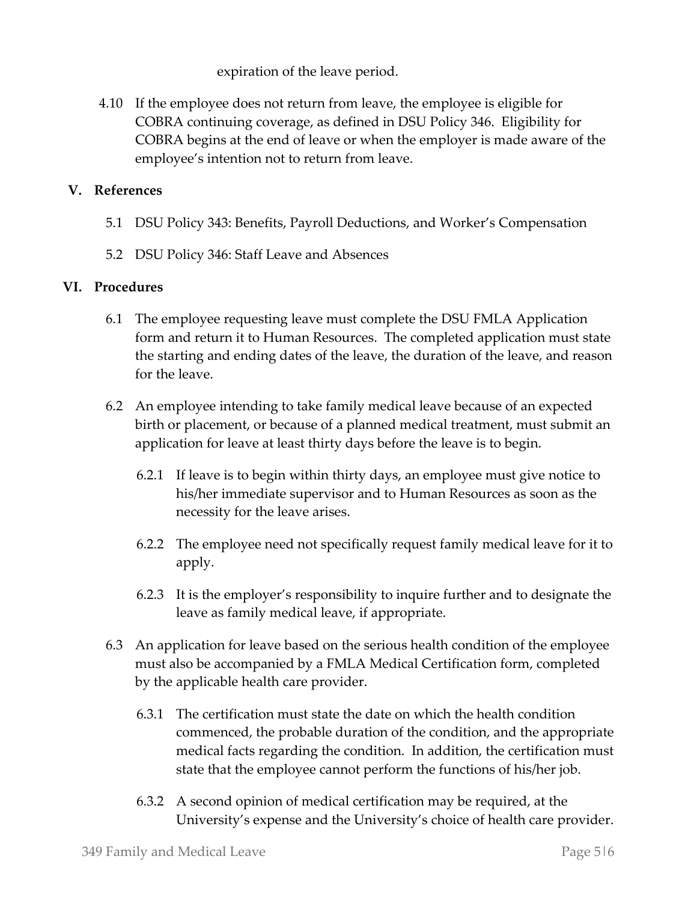expiration of the leave period.

4.10 If the employee does not return from leave, the employee is eligible for COBRA continuing coverage, as defined in DSU Policy 346. Eligibility for COBRA begins at the end of leave or when the employer is made aware of the employee's intention not to return from leave.

## V. References

5.1 DSU Policy 343: Benefits, Payroll Deductions, and Worker's Compensation

5.2 DSU Policy 346: Staff Leave and Absences

## VI. Procedures

6.1 The employee requesting leave must complete the DSU FMLA Application form and return it to Human Resources. The completed application must state the starting and ending dates of the leave, the duration of the leave, and reason for the leave.

6.2 An employee intending to take family medical leave because of an expected birth or placement, or because of a planned medical treatment, must submit an application for leave at least thirty days before the leave is to begin.

6.2.1 If leave is to begin within thirty days, an employee must give notice to his/her immediate supervisor and to Human Resources as soon as the necessity for the leave arises.

6.2.2 The employee need not specifically request family medical leave for it to apply.

6.2.3 It is the employer's responsibility to inquire further and to designate the leave as family medical leave, if appropriate.

6.3 An application for leave based on the serious health condition of the employee must also be accompanied by a FMLA Medical Certification form, completed by the applicable health care provider.

6.3.1 The certification must state the date on which the health condition commenced, the probable duration of the condition, and the appropriate medical facts regarding the condition. In addition, the certification must state that the employee cannot perform the functions of his/her job.

6.3.2 A second opinion of medical certification may be required, at the University's expense and the University's choice of health care provider.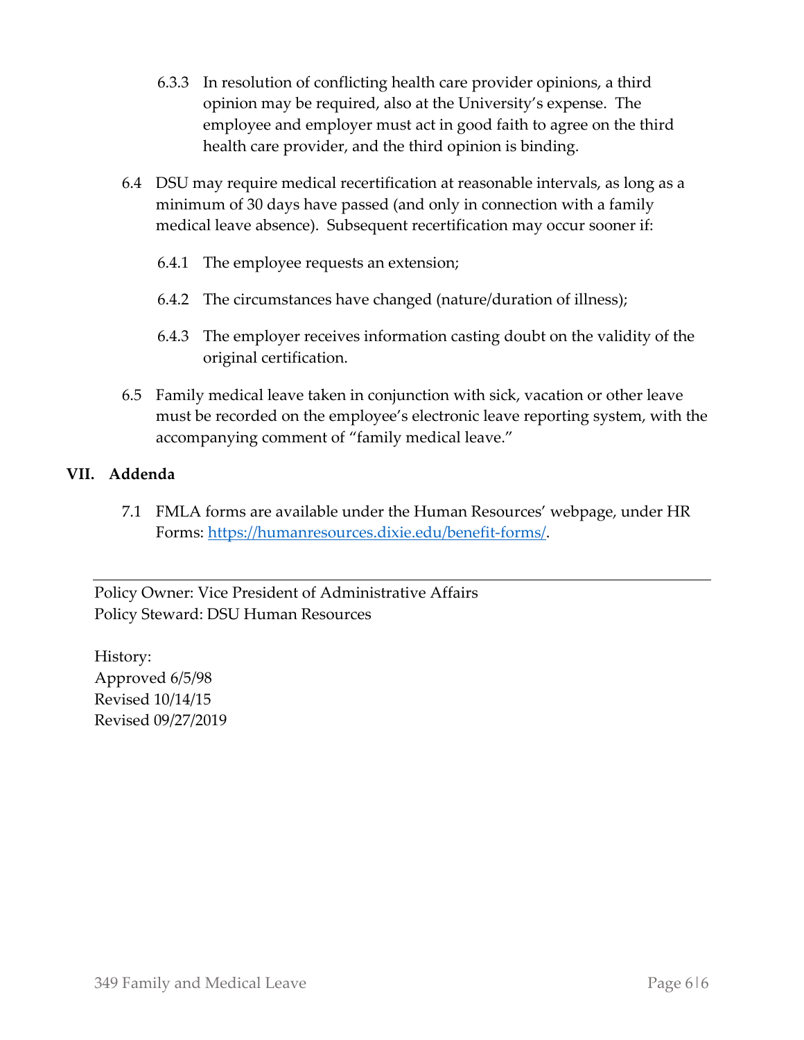6.3.3 In resolution of conflicting health care provider opinions, a third opinion may be required, also at the University's expense. The employee and employer must act in good faith to agree on the third health care provider, and the third opinion is binding.

6.4 DSU may require medical recertification at reasonable intervals, as long as a minimum of 30 days have passed (and only in connection with a family medical leave absence). Subsequent recertification may occur sooner if:

6.4.1 The employee requests an extension;

6.4.2 The circumstances have changed (nature/duration of illness);

6.4.3 The employer receives information casting doubt on the validity of the original certification.

6.5 Family medical leave taken in conjunction with sick, vacation or other leave must be recorded on the employee's electronic leave reporting system, with the accompanying comment of "family medical leave."

## VII. Addenda

7.1 FMLA forms are available under the Human Resources' webpage, under HR Forms: [https://humanresources.dixie.edu/benefit-forms/](https://humanresources.dixie.edu/benefit-forms/).

---

Policy Owner: Vice President of Administrative Affairs
Policy Steward: DSU Human Resources

History:
Approved 6/5/98
Revised 10/14/15
Revised 09/27/2019